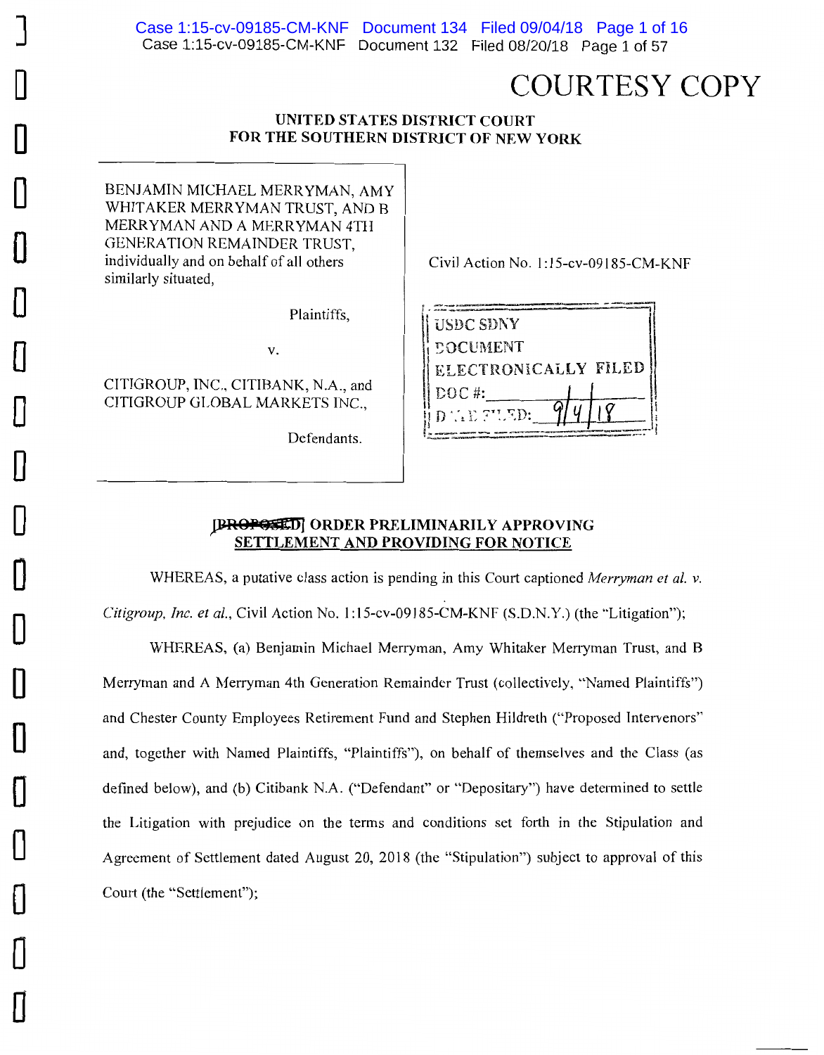COURTESY COPY

UNITED STATES DISTRICT COURT
FOR THE SOUTHERN DISTRICT OF NEW YORK

BENJAMIN MICHAEL MERRYMAN, AMY WHITAKER MERRYMAN TRUST, AND B MERRYMAN AND A MERRYMAN 4TH GENERATION REMAINDER TRUST, individually and on behalf of all others similarly situated,

Plaintiffs,

v.

CITIGROUP, INC., CITIBANK, N.A., and CITIGROUP GLOBAL MARKETS INC.,

Defendants.

Civil Action No. 1:15-cv-09185-CM-KNF

USDC SDNY
DOCUMENT
ELECTRONICALLY FILED
DOC #: ____
DATE FILED: 9/4/18

**~~[PROPOSED]~~ ORDER PRELIMINARILY APPROVING SETTLEMENT AND PROVIDING FOR NOTICE**

WHEREAS, a putative class action is pending in this Court captioned *Merryman et al. v. Citigroup, Inc. et al.*, Civil Action No. 1:15-cv-09185-CM-KNF (S.D.N.Y.) (the "Litigation");

WHEREAS, (a) Benjamin Michael Merryman, Amy Whitaker Merryman Trust, and B Merryman and A Merryman 4th Generation Remainder Trust (collectively, "Named Plaintiffs") and Chester County Employees Retirement Fund and Stephen Hildreth ("Proposed Intervenors" and, together with Named Plaintiffs, "Plaintiffs"), on behalf of themselves and the Class (as defined below), and (b) Citibank N.A. ("Defendant" or "Depositary") have determined to settle the Litigation with prejudice on the terms and conditions set forth in the Stipulation and Agreement of Settlement dated August 20, 2018 (the "Stipulation") subject to approval of this Court (the "Settlement");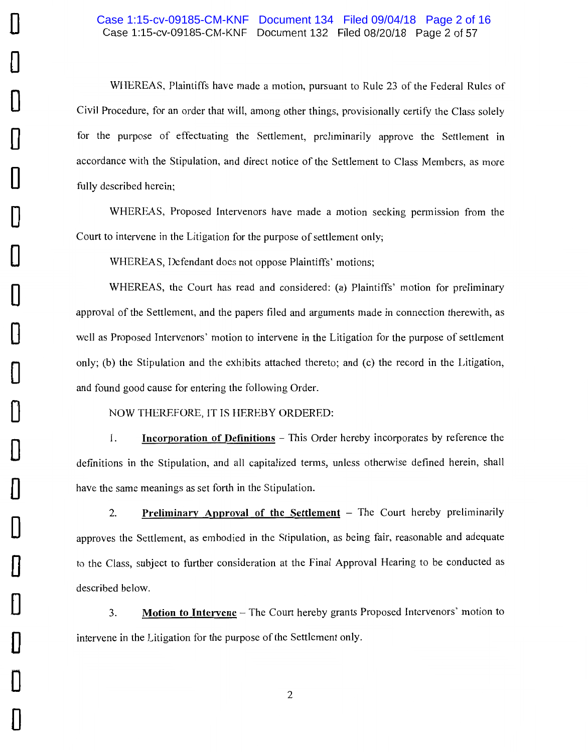WHEREAS, Plaintiffs have made a motion, pursuant to Rule 23 of the Federal Rules of Civil Procedure, for an order that will, among other things, provisionally certify the Class solely for the purpose of effectuating the Settlement, preliminarily approve the Settlement in accordance with the Stipulation, and direct notice of the Settlement to Class Members, as more fully described herein;

WHEREAS, Proposed Intervenors have made a motion seeking permission from the Court to intervene in the Litigation for the purpose of settlement only;

WHEREAS, Defendant does not oppose Plaintiffs' motions;

WHEREAS, the Court has read and considered: (a) Plaintiffs' motion for preliminary approval of the Settlement, and the papers filed and arguments made in connection therewith, as well as Proposed Intervenors' motion to intervene in the Litigation for the purpose of settlement only; (b) the Stipulation and the exhibits attached thereto; and (c) the record in the Litigation, and found good cause for entering the following Order.

NOW THEREFORE, IT IS HEREBY ORDERED:

1. **Incorporation of Definitions** – This Order hereby incorporates by reference the definitions in the Stipulation, and all capitalized terms, unless otherwise defined herein, shall have the same meanings as set forth in the Stipulation.

2. **Preliminary Approval of the Settlement** – The Court hereby preliminarily approves the Settlement, as embodied in the Stipulation, as being fair, reasonable and adequate to the Class, subject to further consideration at the Final Approval Hearing to be conducted as described below.

3. **Motion to Intervene** – The Court hereby grants Proposed Intervenors' motion to intervene in the Litigation for the purpose of the Settlement only.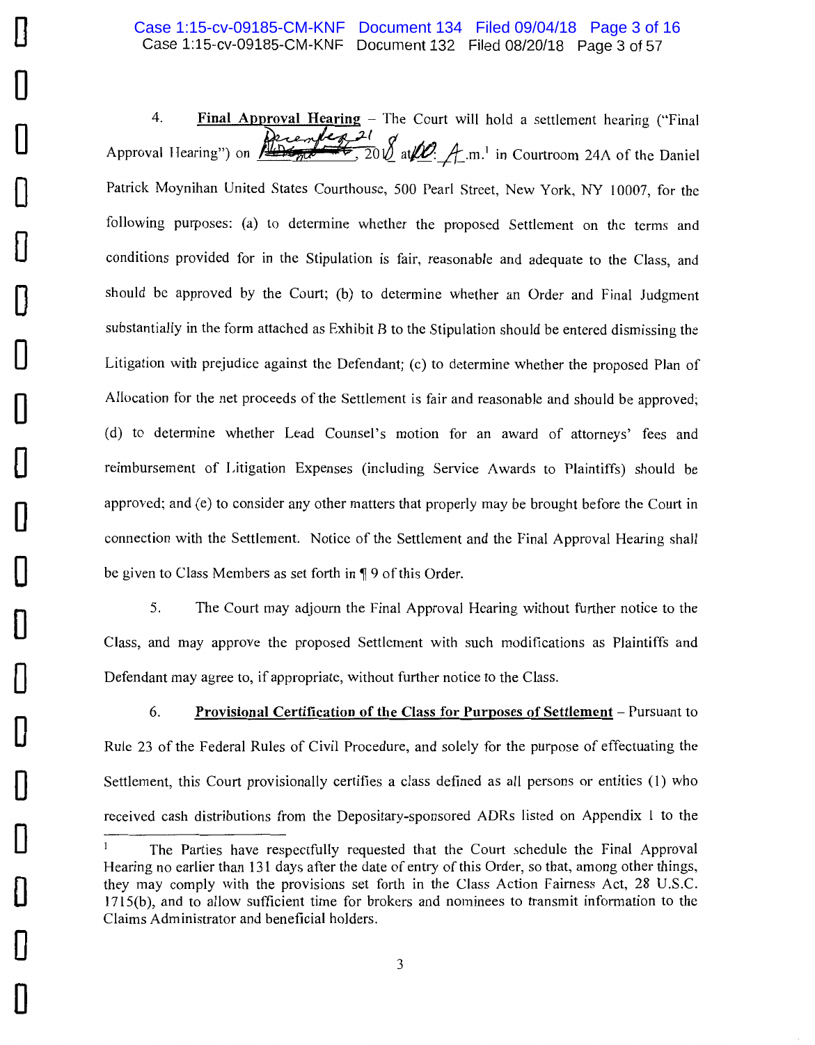4. **Final Approval Hearing** – The Court will hold a settlement hearing ("Final Approval Hearing") on December 21, 2018 at 10:A.m.[1] in Courtroom 24A of the Daniel Patrick Moynihan United States Courthouse, 500 Pearl Street, New York, NY 10007, for the following purposes: (a) to determine whether the proposed Settlement on the terms and conditions provided for in the Stipulation is fair, reasonable and adequate to the Class, and should be approved by the Court; (b) to determine whether an Order and Final Judgment substantially in the form attached as Exhibit B to the Stipulation should be entered dismissing the Litigation with prejudice against the Defendant; (c) to determine whether the proposed Plan of Allocation for the net proceeds of the Settlement is fair and reasonable and should be approved; (d) to determine whether Lead Counsel's motion for an award of attorneys' fees and reimbursement of Litigation Expenses (including Service Awards to Plaintiffs) should be approved; and (e) to consider any other matters that properly may be brought before the Court in connection with the Settlement. Notice of the Settlement and the Final Approval Hearing shall be given to Class Members as set forth in ¶ 9 of this Order.

5. The Court may adjourn the Final Approval Hearing without further notice to the Class, and may approve the proposed Settlement with such modifications as Plaintiffs and Defendant may agree to, if appropriate, without further notice to the Class.

6. **Provisional Certification of the Class for Purposes of Settlement** – Pursuant to Rule 23 of the Federal Rules of Civil Procedure, and solely for the purpose of effectuating the Settlement, this Court provisionally certifies a class defined as all persons or entities (1) who received cash distributions from the Depositary-sponsored ADRs listed on Appendix 1 to the

---

[1] The Parties have respectfully requested that the Court schedule the Final Approval Hearing no earlier than 131 days after the date of entry of this Order, so that, among other things, they may comply with the provisions set forth in the Class Action Fairness Act, 28 U.S.C. 1715(b), and to allow sufficient time for brokers and nominees to transmit information to the Claims Administrator and beneficial holders.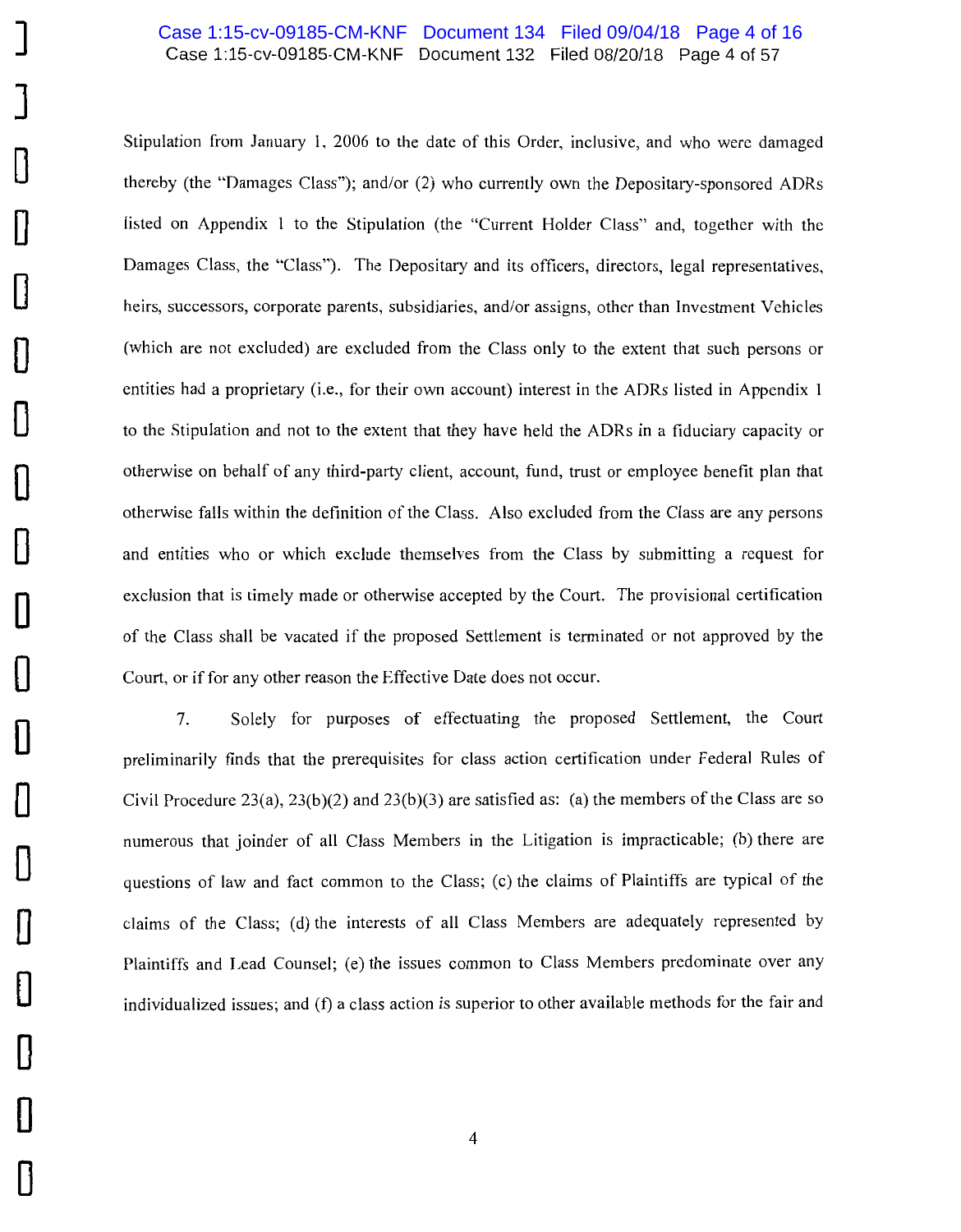Stipulation from January 1, 2006 to the date of this Order, inclusive, and who were damaged thereby (the "Damages Class"); and/or (2) who currently own the Depositary-sponsored ADRs listed on Appendix 1 to the Stipulation (the "Current Holder Class" and, together with the Damages Class, the "Class"). The Depositary and its officers, directors, legal representatives, heirs, successors, corporate parents, subsidiaries, and/or assigns, other than Investment Vehicles (which are not excluded) are excluded from the Class only to the extent that such persons or entities had a proprietary (i.e., for their own account) interest in the ADRs listed in Appendix 1 to the Stipulation and not to the extent that they have held the ADRs in a fiduciary capacity or otherwise on behalf of any third-party client, account, fund, trust or employee benefit plan that otherwise falls within the definition of the Class. Also excluded from the Class are any persons and entities who or which exclude themselves from the Class by submitting a request for exclusion that is timely made or otherwise accepted by the Court. The provisional certification of the Class shall be vacated if the proposed Settlement is terminated or not approved by the Court, or if for any other reason the Effective Date does not occur.

7. Solely for purposes of effectuating the proposed Settlement, the Court preliminarily finds that the prerequisites for class action certification under Federal Rules of Civil Procedure 23(a), 23(b)(2) and 23(b)(3) are satisfied as: (a) the members of the Class are so numerous that joinder of all Class Members in the Litigation is impracticable; (b) there are questions of law and fact common to the Class; (c) the claims of Plaintiffs are typical of the claims of the Class; (d) the interests of all Class Members are adequately represented by Plaintiffs and Lead Counsel; (e) the issues common to Class Members predominate over any individualized issues; and (f) a class action is superior to other available methods for the fair and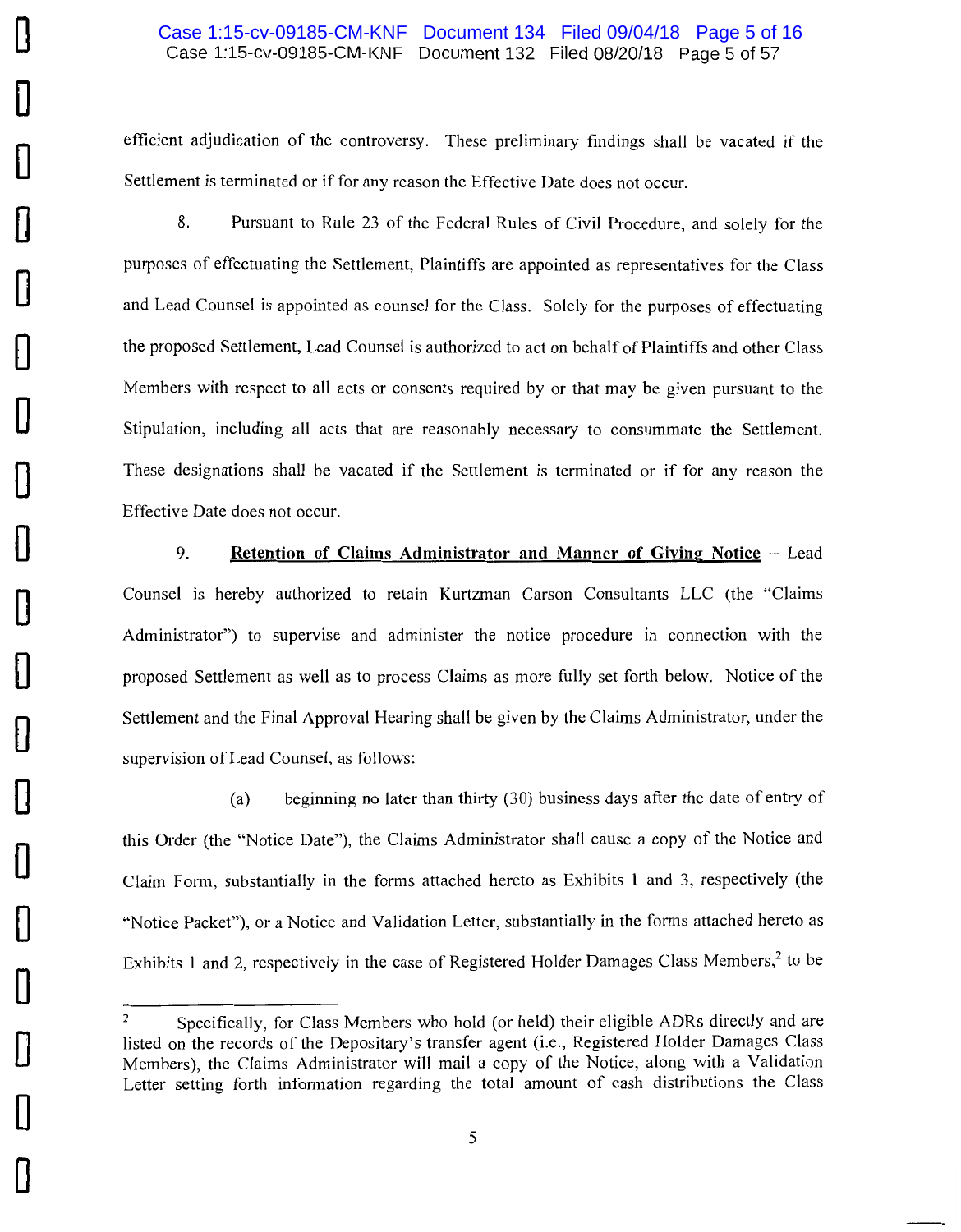efficient adjudication of the controversy. These preliminary findings shall be vacated if the Settlement is terminated or if for any reason the Effective Date does not occur.

8. Pursuant to Rule 23 of the Federal Rules of Civil Procedure, and solely for the purposes of effectuating the Settlement, Plaintiffs are appointed as representatives for the Class and Lead Counsel is appointed as counsel for the Class. Solely for the purposes of effectuating the proposed Settlement, Lead Counsel is authorized to act on behalf of Plaintiffs and other Class Members with respect to all acts or consents required by or that may be given pursuant to the Stipulation, including all acts that are reasonably necessary to consummate the Settlement. These designations shall be vacated if the Settlement is terminated or if for any reason the Effective Date does not occur.

9. **Retention of Claims Administrator and Manner of Giving Notice** – Lead Counsel is hereby authorized to retain Kurtzman Carson Consultants LLC (the "Claims Administrator") to supervise and administer the notice procedure in connection with the proposed Settlement as well as to process Claims as more fully set forth below. Notice of the Settlement and the Final Approval Hearing shall be given by the Claims Administrator, under the supervision of Lead Counsel, as follows:

(a) beginning no later than thirty (30) business days after the date of entry of this Order (the "Notice Date"), the Claims Administrator shall cause a copy of the Notice and Claim Form, substantially in the forms attached hereto as Exhibits 1 and 3, respectively (the "Notice Packet"), or a Notice and Validation Letter, substantially in the forms attached hereto as Exhibits 1 and 2, respectively in the case of Registered Holder Damages Class Members,[2] to be

[2] Specifically, for Class Members who hold (or held) their eligible ADRs directly and are listed on the records of the Depositary's transfer agent (i.e., Registered Holder Damages Class Members), the Claims Administrator will mail a copy of the Notice, along with a Validation Letter setting forth information regarding the total amount of cash distributions the Class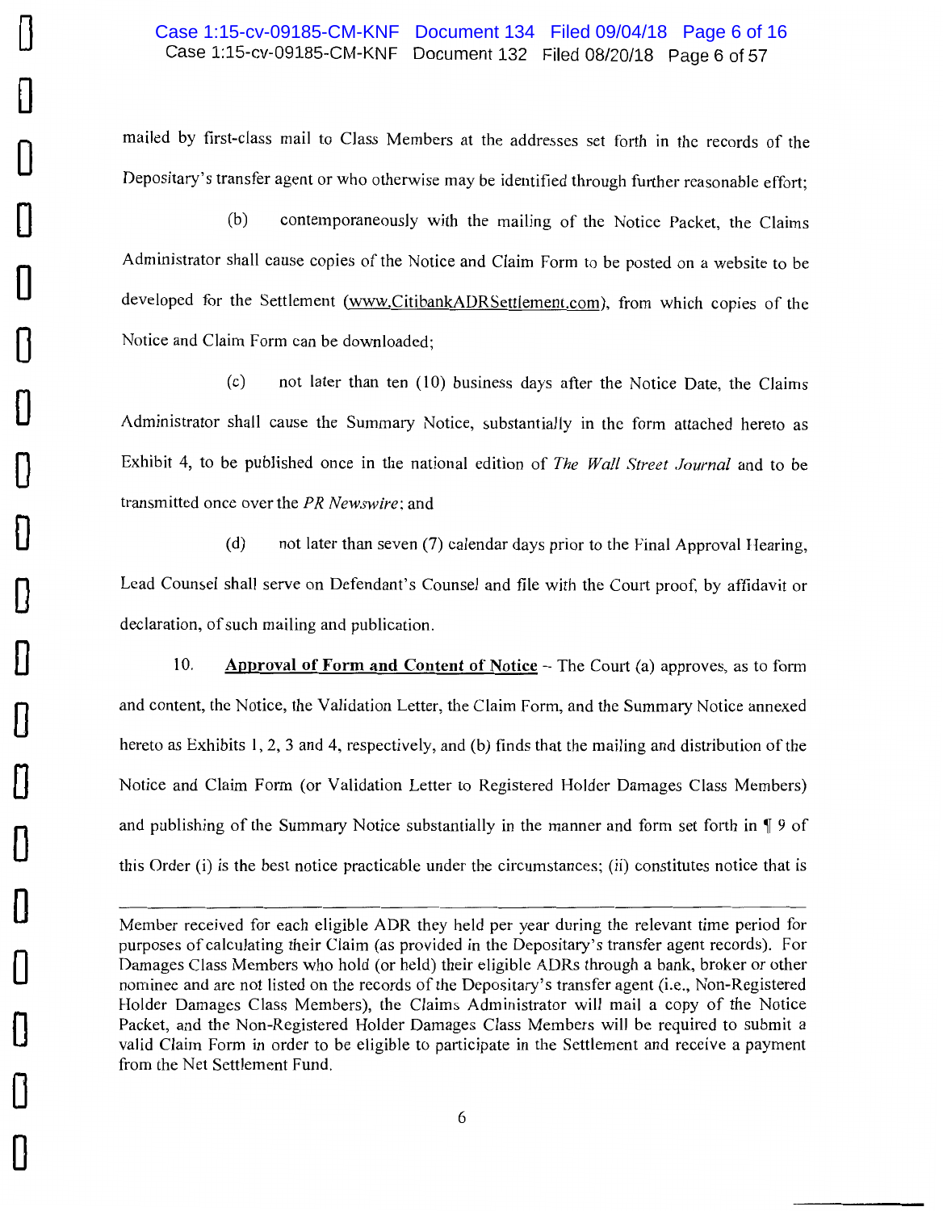mailed by first-class mail to Class Members at the addresses set forth in the records of the Depositary's transfer agent or who otherwise may be identified through further reasonable effort;

(b) contemporaneously with the mailing of the Notice Packet, the Claims Administrator shall cause copies of the Notice and Claim Form to be posted on a website to be developed for the Settlement (www.CitibankADRSettlement.com), from which copies of the Notice and Claim Form can be downloaded;

(c) not later than ten (10) business days after the Notice Date, the Claims Administrator shall cause the Summary Notice, substantially in the form attached hereto as Exhibit 4, to be published once in the national edition of *The Wall Street Journal* and to be transmitted once over the *PR Newswire*; and

(d) not later than seven (7) calendar days prior to the Final Approval Hearing, Lead Counsel shall serve on Defendant's Counsel and file with the Court proof, by affidavit or declaration, of such mailing and publication.

10. **Approval of Form and Content of Notice** -- The Court (a) approves, as to form and content, the Notice, the Validation Letter, the Claim Form, and the Summary Notice annexed hereto as Exhibits 1, 2, 3 and 4, respectively, and (b) finds that the mailing and distribution of the Notice and Claim Form (or Validation Letter to Registered Holder Damages Class Members) and publishing of the Summary Notice substantially in the manner and form set forth in ¶ 9 of this Order (i) is the best notice practicable under the circumstances; (ii) constitutes notice that is

---

Member received for each eligible ADR they held per year during the relevant time period for purposes of calculating their Claim (as provided in the Depositary's transfer agent records). For Damages Class Members who hold (or held) their eligible ADRs through a bank, broker or other nominee and are not listed on the records of the Depositary's transfer agent (i.e., Non-Registered Holder Damages Class Members), the Claims Administrator will mail a copy of the Notice Packet, and the Non-Registered Holder Damages Class Members will be required to submit a valid Claim Form in order to be eligible to participate in the Settlement and receive a payment from the Net Settlement Fund.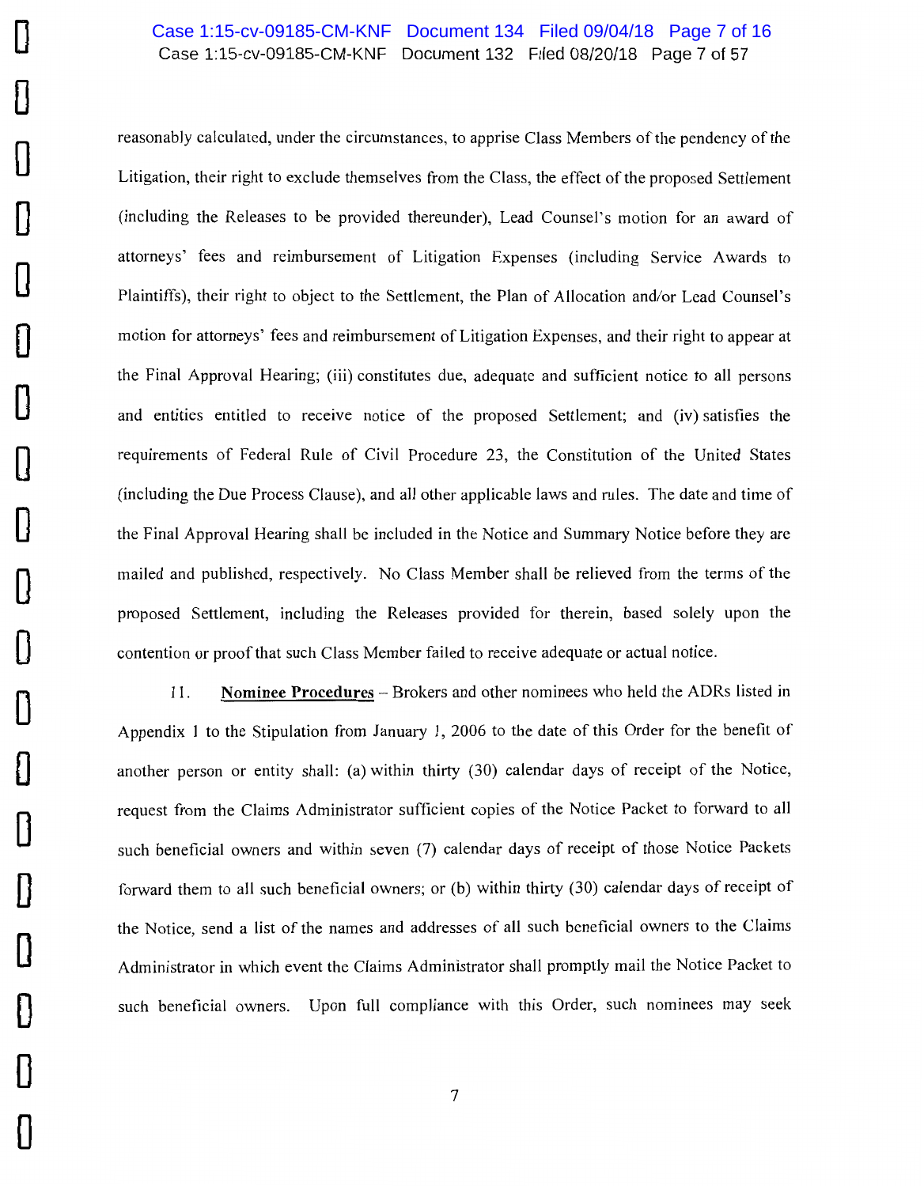reasonably calculated, under the circumstances, to apprise Class Members of the pendency of the Litigation, their right to exclude themselves from the Class, the effect of the proposed Settlement (including the Releases to be provided thereunder), Lead Counsel's motion for an award of attorneys' fees and reimbursement of Litigation Expenses (including Service Awards to Plaintiffs), their right to object to the Settlement, the Plan of Allocation and/or Lead Counsel's motion for attorneys' fees and reimbursement of Litigation Expenses, and their right to appear at the Final Approval Hearing; (iii) constitutes due, adequate and sufficient notice to all persons and entities entitled to receive notice of the proposed Settlement; and (iv) satisfies the requirements of Federal Rule of Civil Procedure 23, the Constitution of the United States (including the Due Process Clause), and all other applicable laws and rules. The date and time of the Final Approval Hearing shall be included in the Notice and Summary Notice before they are mailed and published, respectively. No Class Member shall be relieved from the terms of the proposed Settlement, including the Releases provided for therein, based solely upon the contention or proof that such Class Member failed to receive adequate or actual notice.

11. **Nominee Procedures** – Brokers and other nominees who held the ADRs listed in Appendix 1 to the Stipulation from January 1, 2006 to the date of this Order for the benefit of another person or entity shall: (a) within thirty (30) calendar days of receipt of the Notice, request from the Claims Administrator sufficient copies of the Notice Packet to forward to all such beneficial owners and within seven (7) calendar days of receipt of those Notice Packets forward them to all such beneficial owners; or (b) within thirty (30) calendar days of receipt of the Notice, send a list of the names and addresses of all such beneficial owners to the Claims Administrator in which event the Claims Administrator shall promptly mail the Notice Packet to such beneficial owners. Upon full compliance with this Order, such nominees may seek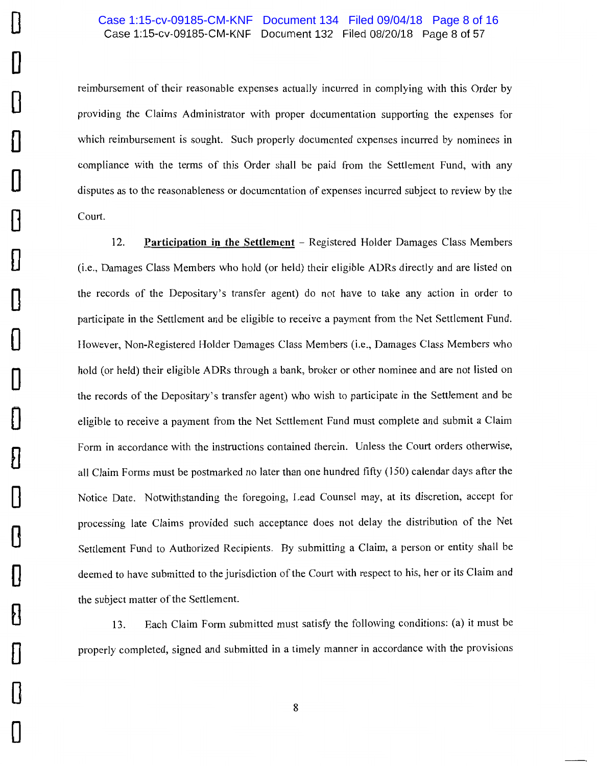reimbursement of their reasonable expenses actually incurred in complying with this Order by providing the Claims Administrator with proper documentation supporting the expenses for which reimbursement is sought. Such properly documented expenses incurred by nominees in compliance with the terms of this Order shall be paid from the Settlement Fund, with any disputes as to the reasonableness or documentation of expenses incurred subject to review by the Court.

12. **Participation in the Settlement** – Registered Holder Damages Class Members (i.e., Damages Class Members who hold (or held) their eligible ADRs directly and are listed on the records of the Depositary's transfer agent) do not have to take any action in order to participate in the Settlement and be eligible to receive a payment from the Net Settlement Fund. However, Non-Registered Holder Damages Class Members (i.e., Damages Class Members who hold (or held) their eligible ADRs through a bank, broker or other nominee and are not listed on the records of the Depositary's transfer agent) who wish to participate in the Settlement and be eligible to receive a payment from the Net Settlement Fund must complete and submit a Claim Form in accordance with the instructions contained therein. Unless the Court orders otherwise, all Claim Forms must be postmarked no later than one hundred fifty (150) calendar days after the Notice Date. Notwithstanding the foregoing, Lead Counsel may, at its discretion, accept for processing late Claims provided such acceptance does not delay the distribution of the Net Settlement Fund to Authorized Recipients. By submitting a Claim, a person or entity shall be deemed to have submitted to the jurisdiction of the Court with respect to his, her or its Claim and the subject matter of the Settlement.

13. Each Claim Form submitted must satisfy the following conditions: (a) it must be properly completed, signed and submitted in a timely manner in accordance with the provisions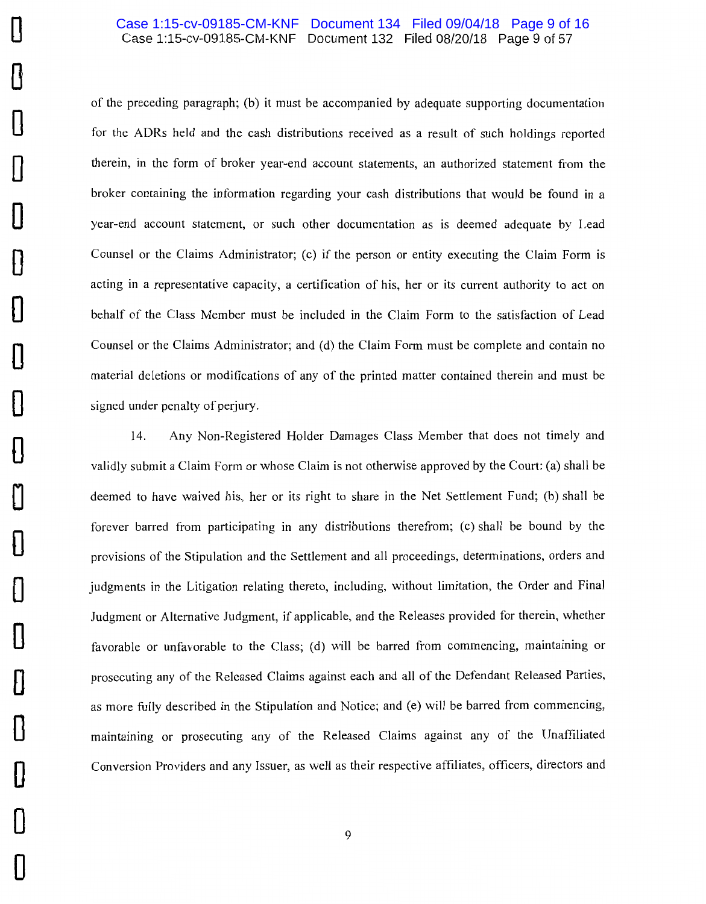of the preceding paragraph; (b) it must be accompanied by adequate supporting documentation for the ADRs held and the cash distributions received as a result of such holdings reported therein, in the form of broker year-end account statements, an authorized statement from the broker containing the information regarding your cash distributions that would be found in a year-end account statement, or such other documentation as is deemed adequate by Lead Counsel or the Claims Administrator; (c) if the person or entity executing the Claim Form is acting in a representative capacity, a certification of his, her or its current authority to act on behalf of the Class Member must be included in the Claim Form to the satisfaction of Lead Counsel or the Claims Administrator; and (d) the Claim Form must be complete and contain no material deletions or modifications of any of the printed matter contained therein and must be signed under penalty of perjury.

14. Any Non-Registered Holder Damages Class Member that does not timely and validly submit a Claim Form or whose Claim is not otherwise approved by the Court: (a) shall be deemed to have waived his, her or its right to share in the Net Settlement Fund; (b) shall be forever barred from participating in any distributions therefrom; (c) shall be bound by the provisions of the Stipulation and the Settlement and all proceedings, determinations, orders and judgments in the Litigation relating thereto, including, without limitation, the Order and Final Judgment or Alternative Judgment, if applicable, and the Releases provided for therein, whether favorable or unfavorable to the Class; (d) will be barred from commencing, maintaining or prosecuting any of the Released Claims against each and all of the Defendant Released Parties, as more fully described in the Stipulation and Notice; and (e) will be barred from commencing, maintaining or prosecuting any of the Released Claims against any of the Unaffiliated Conversion Providers and any Issuer, as well as their respective affiliates, officers, directors and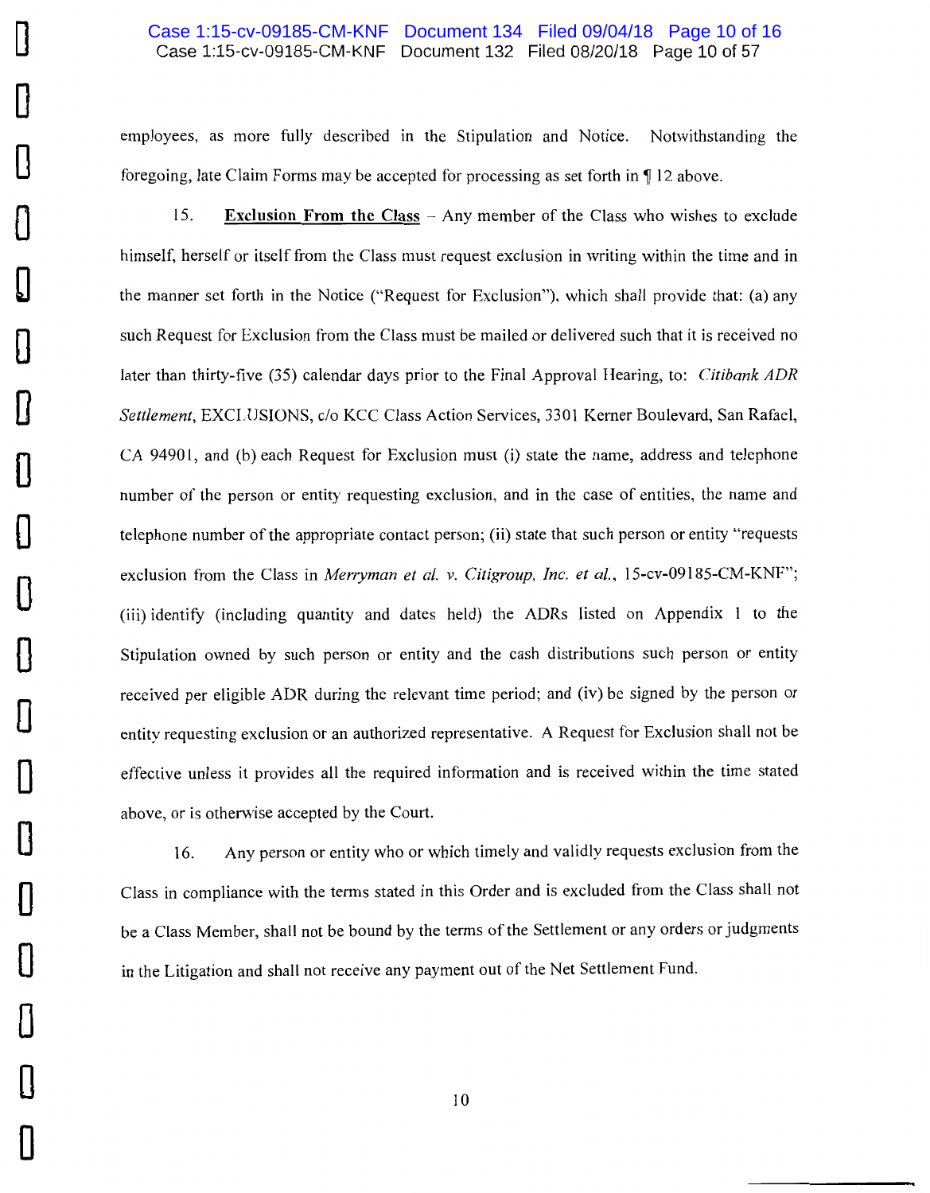employees, as more fully described in the Stipulation and Notice. Notwithstanding the foregoing, late Claim Forms may be accepted for processing as set forth in ¶ 12 above.

15. **Exclusion From the Class** – Any member of the Class who wishes to exclude himself, herself or itself from the Class must request exclusion in writing within the time and in the manner set forth in the Notice ("Request for Exclusion"), which shall provide that: (a) any such Request for Exclusion from the Class must be mailed or delivered such that it is received no later than thirty-five (35) calendar days prior to the Final Approval Hearing, to: *Citibank ADR Settlement*, EXCLUSIONS, c/o KCC Class Action Services, 3301 Kerner Boulevard, San Rafael, CA 94901, and (b) each Request for Exclusion must (i) state the name, address and telephone number of the person or entity requesting exclusion, and in the case of entities, the name and telephone number of the appropriate contact person; (ii) state that such person or entity "requests exclusion from the Class in *Merryman et al. v. Citigroup, Inc. et al.*, 15-cv-09185-CM-KNF"; (iii) identify (including quantity and dates held) the ADRs listed on Appendix 1 to the Stipulation owned by such person or entity and the cash distributions such person or entity received per eligible ADR during the relevant time period; and (iv) be signed by the person or entity requesting exclusion or an authorized representative. A Request for Exclusion shall not be effective unless it provides all the required information and is received within the time stated above, or is otherwise accepted by the Court.

16. Any person or entity who or which timely and validly requests exclusion from the Class in compliance with the terms stated in this Order and is excluded from the Class shall not be a Class Member, shall not be bound by the terms of the Settlement or any orders or judgments in the Litigation and shall not receive any payment out of the Net Settlement Fund.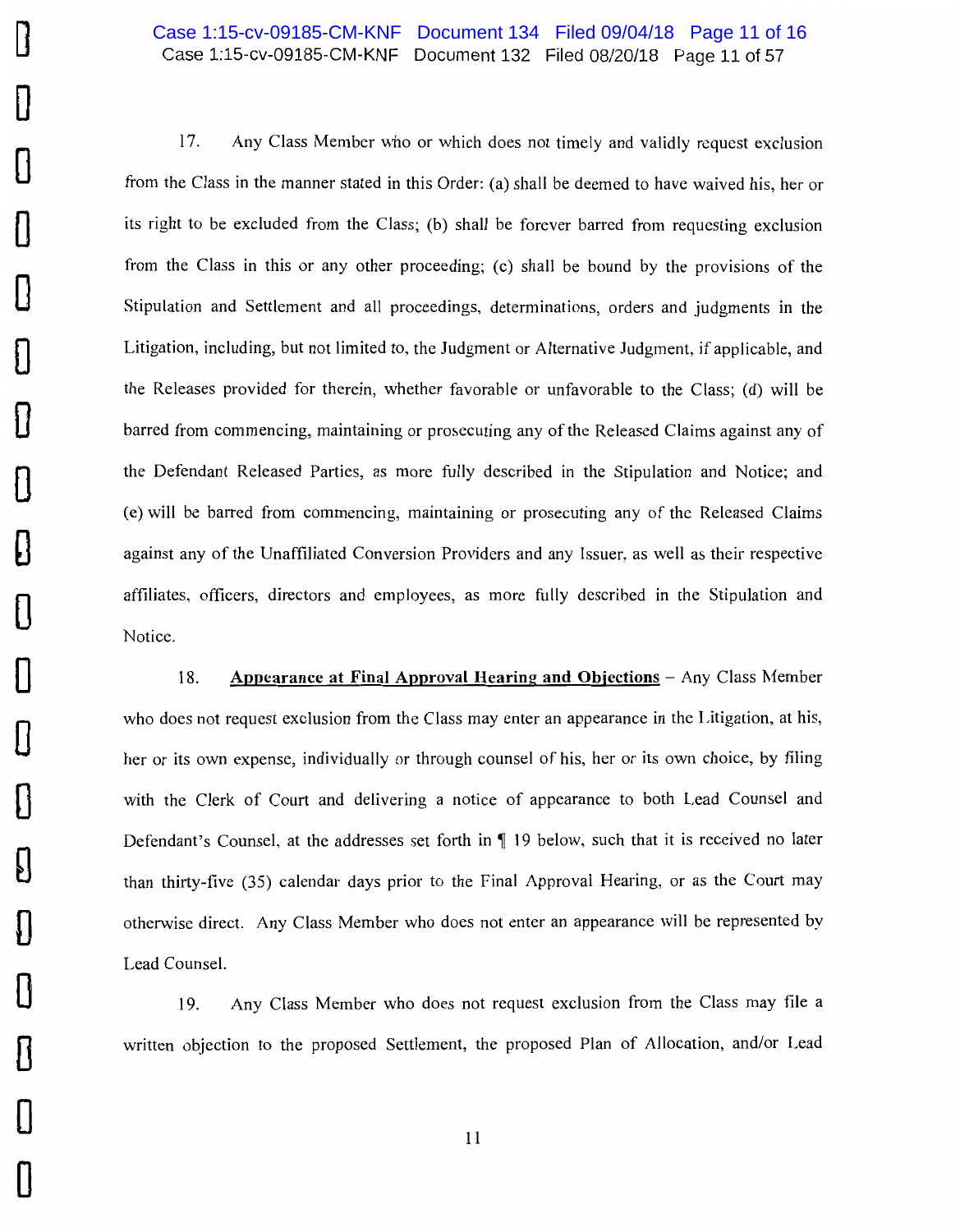17. Any Class Member who or which does not timely and validly request exclusion from the Class in the manner stated in this Order: (a) shall be deemed to have waived his, her or its right to be excluded from the Class; (b) shall be forever barred from requesting exclusion from the Class in this or any other proceeding; (c) shall be bound by the provisions of the Stipulation and Settlement and all proceedings, determinations, orders and judgments in the Litigation, including, but not limited to, the Judgment or Alternative Judgment, if applicable, and the Releases provided for therein, whether favorable or unfavorable to the Class; (d) will be barred from commencing, maintaining or prosecuting any of the Released Claims against any of the Defendant Released Parties, as more fully described in the Stipulation and Notice; and (e) will be barred from commencing, maintaining or prosecuting any of the Released Claims against any of the Unaffiliated Conversion Providers and any Issuer, as well as their respective affiliates, officers, directors and employees, as more fully described in the Stipulation and Notice.

18. **<u>Appearance at Final Approval Hearing and Objections</u>** – Any Class Member who does not request exclusion from the Class may enter an appearance in the Litigation, at his, her or its own expense, individually or through counsel of his, her or its own choice, by filing with the Clerk of Court and delivering a notice of appearance to both Lead Counsel and Defendant's Counsel, at the addresses set forth in ¶ 19 below, such that it is received no later than thirty-five (35) calendar days prior to the Final Approval Hearing, or as the Court may otherwise direct. Any Class Member who does not enter an appearance will be represented by Lead Counsel.

19. Any Class Member who does not request exclusion from the Class may file a written objection to the proposed Settlement, the proposed Plan of Allocation, and/or Lead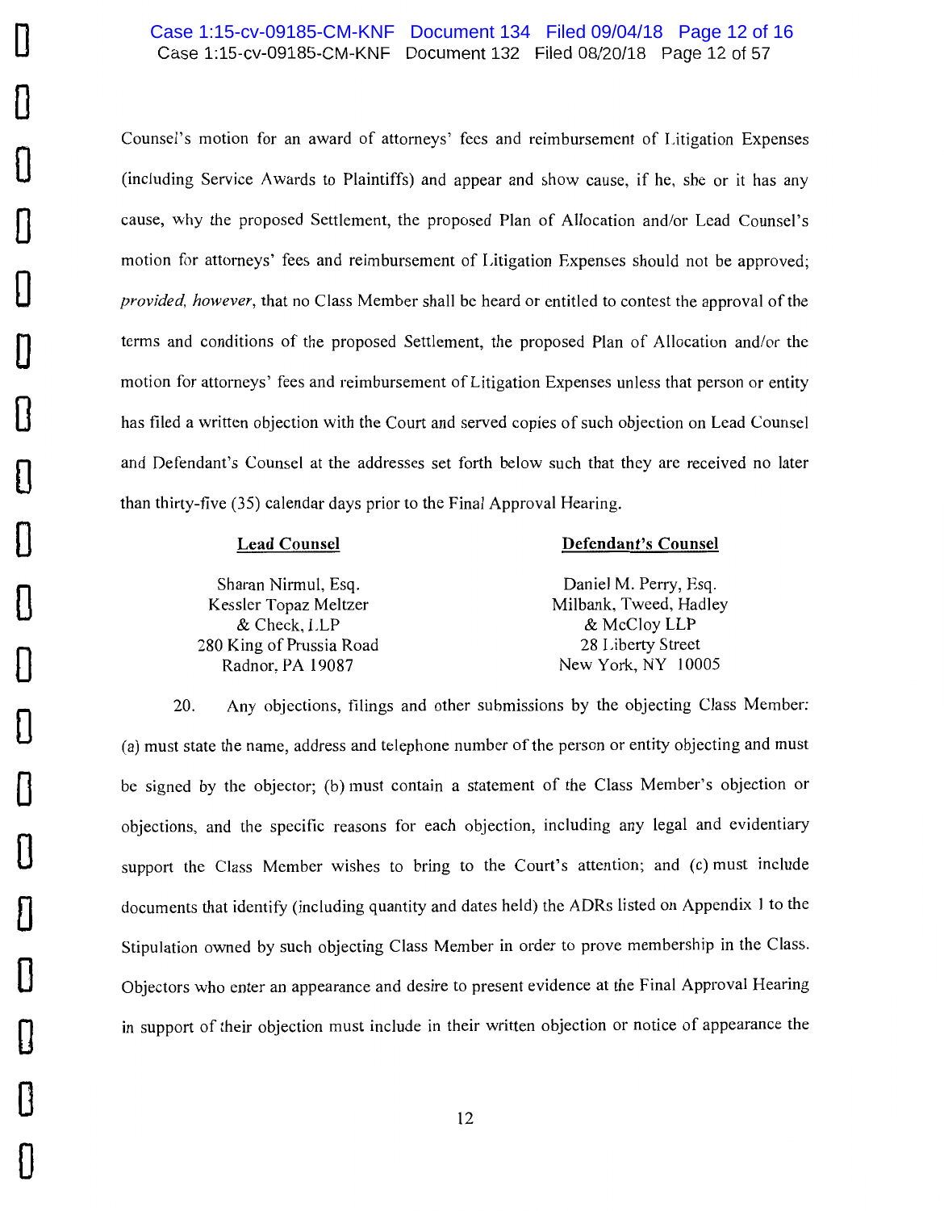Counsel's motion for an award of attorneys' fees and reimbursement of Litigation Expenses (including Service Awards to Plaintiffs) and appear and show cause, if he, she or it has any cause, why the proposed Settlement, the proposed Plan of Allocation and/or Lead Counsel's motion for attorneys' fees and reimbursement of Litigation Expenses should not be approved; *provided, however*, that no Class Member shall be heard or entitled to contest the approval of the terms and conditions of the proposed Settlement, the proposed Plan of Allocation and/or the motion for attorneys' fees and reimbursement of Litigation Expenses unless that person or entity has filed a written objection with the Court and served copies of such objection on Lead Counsel and Defendant's Counsel at the addresses set forth below such that they are received no later than thirty-five (35) calendar days prior to the Final Approval Hearing.

| **Lead Counsel** | **Defendant's Counsel** |
|---|---|
| Sharan Nirmul, Esq.<br>Kessler Topaz Meltzer<br>& Check, LLP<br>280 King of Prussia Road<br>Radnor, PA 19087 | Daniel M. Perry, Esq.<br>Milbank, Tweed, Hadley<br>& McCloy LLP<br>28 Liberty Street<br>New York, NY 10005 |

20. Any objections, filings and other submissions by the objecting Class Member: (a) must state the name, address and telephone number of the person or entity objecting and must be signed by the objector; (b) must contain a statement of the Class Member's objection or objections, and the specific reasons for each objection, including any legal and evidentiary support the Class Member wishes to bring to the Court's attention; and (c) must include documents that identify (including quantity and dates held) the ADRs listed on Appendix 1 to the Stipulation owned by such objecting Class Member in order to prove membership in the Class. Objectors who enter an appearance and desire to present evidence at the Final Approval Hearing in support of their objection must include in their written objection or notice of appearance the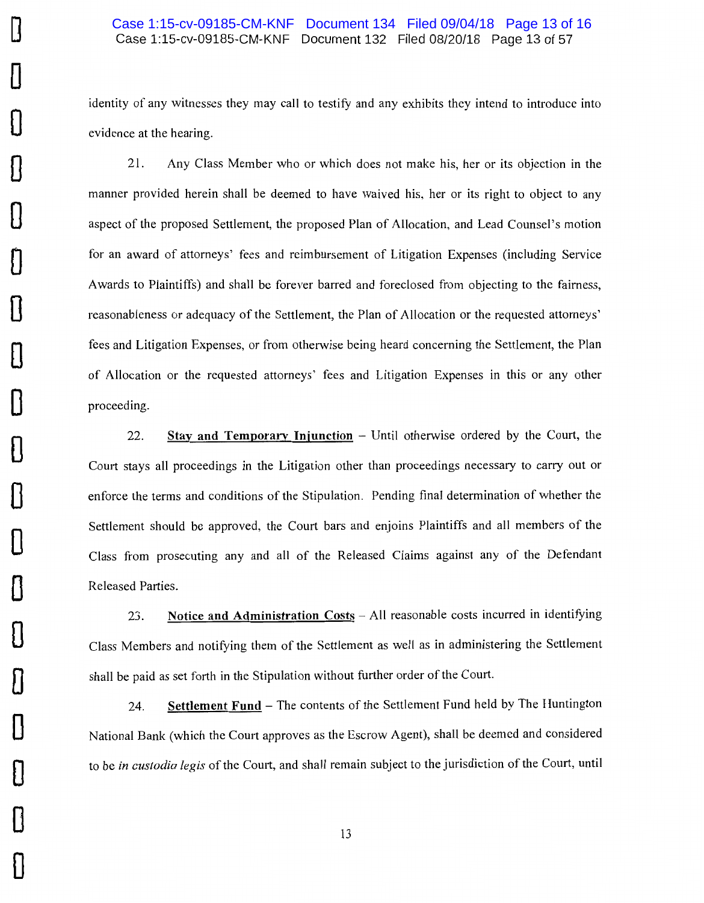identity of any witnesses they may call to testify and any exhibits they intend to introduce into evidence at the hearing.

21. Any Class Member who or which does not make his, her or its objection in the manner provided herein shall be deemed to have waived his, her or its right to object to any aspect of the proposed Settlement, the proposed Plan of Allocation, and Lead Counsel's motion for an award of attorneys' fees and reimbursement of Litigation Expenses (including Service Awards to Plaintiffs) and shall be forever barred and foreclosed from objecting to the fairness, reasonableness or adequacy of the Settlement, the Plan of Allocation or the requested attorneys' fees and Litigation Expenses, or from otherwise being heard concerning the Settlement, the Plan of Allocation or the requested attorneys' fees and Litigation Expenses in this or any other proceeding.

22. **Stay and Temporary Injunction** – Until otherwise ordered by the Court, the Court stays all proceedings in the Litigation other than proceedings necessary to carry out or enforce the terms and conditions of the Stipulation. Pending final determination of whether the Settlement should be approved, the Court bars and enjoins Plaintiffs and all members of the Class from prosecuting any and all of the Released Claims against any of the Defendant Released Parties.

23. **Notice and Administration Costs** – All reasonable costs incurred in identifying Class Members and notifying them of the Settlement as well as in administering the Settlement shall be paid as set forth in the Stipulation without further order of the Court.

24. **Settlement Fund** – The contents of the Settlement Fund held by The Huntington National Bank (which the Court approves as the Escrow Agent), shall be deemed and considered to be *in custodia legis* of the Court, and shall remain subject to the jurisdiction of the Court, until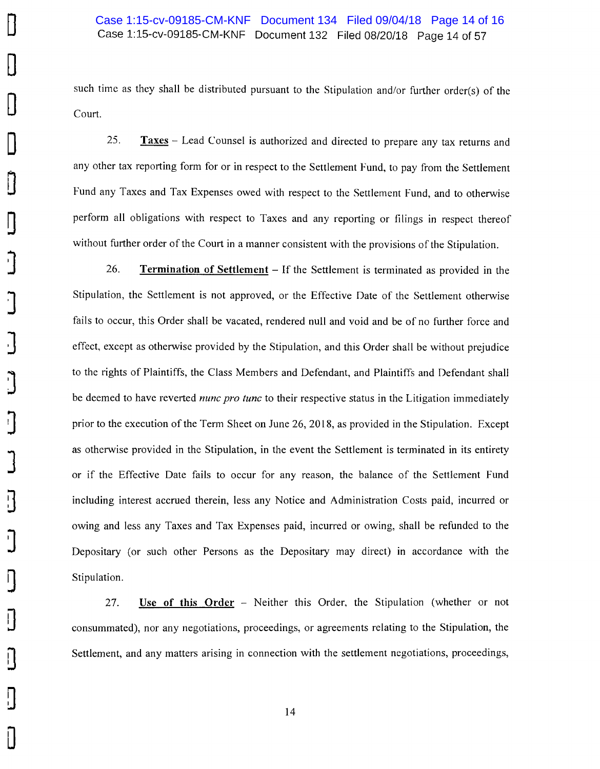such time as they shall be distributed pursuant to the Stipulation and/or further order(s) of the Court.

25. **Taxes** – Lead Counsel is authorized and directed to prepare any tax returns and any other tax reporting form for or in respect to the Settlement Fund, to pay from the Settlement Fund any Taxes and Tax Expenses owed with respect to the Settlement Fund, and to otherwise perform all obligations with respect to Taxes and any reporting or filings in respect thereof without further order of the Court in a manner consistent with the provisions of the Stipulation.

26. **Termination of Settlement** – If the Settlement is terminated as provided in the Stipulation, the Settlement is not approved, or the Effective Date of the Settlement otherwise fails to occur, this Order shall be vacated, rendered null and void and be of no further force and effect, except as otherwise provided by the Stipulation, and this Order shall be without prejudice to the rights of Plaintiffs, the Class Members and Defendant, and Plaintiffs and Defendant shall be deemed to have reverted *nunc pro tunc* to their respective status in the Litigation immediately prior to the execution of the Term Sheet on June 26, 2018, as provided in the Stipulation. Except as otherwise provided in the Stipulation, in the event the Settlement is terminated in its entirety or if the Effective Date fails to occur for any reason, the balance of the Settlement Fund including interest accrued therein, less any Notice and Administration Costs paid, incurred or owing and less any Taxes and Tax Expenses paid, incurred or owing, shall be refunded to the Depositary (or such other Persons as the Depositary may direct) in accordance with the Stipulation.

27. **Use of this Order** – Neither this Order, the Stipulation (whether or not consummated), nor any negotiations, proceedings, or agreements relating to the Stipulation, the Settlement, and any matters arising in connection with the settlement negotiations, proceedings,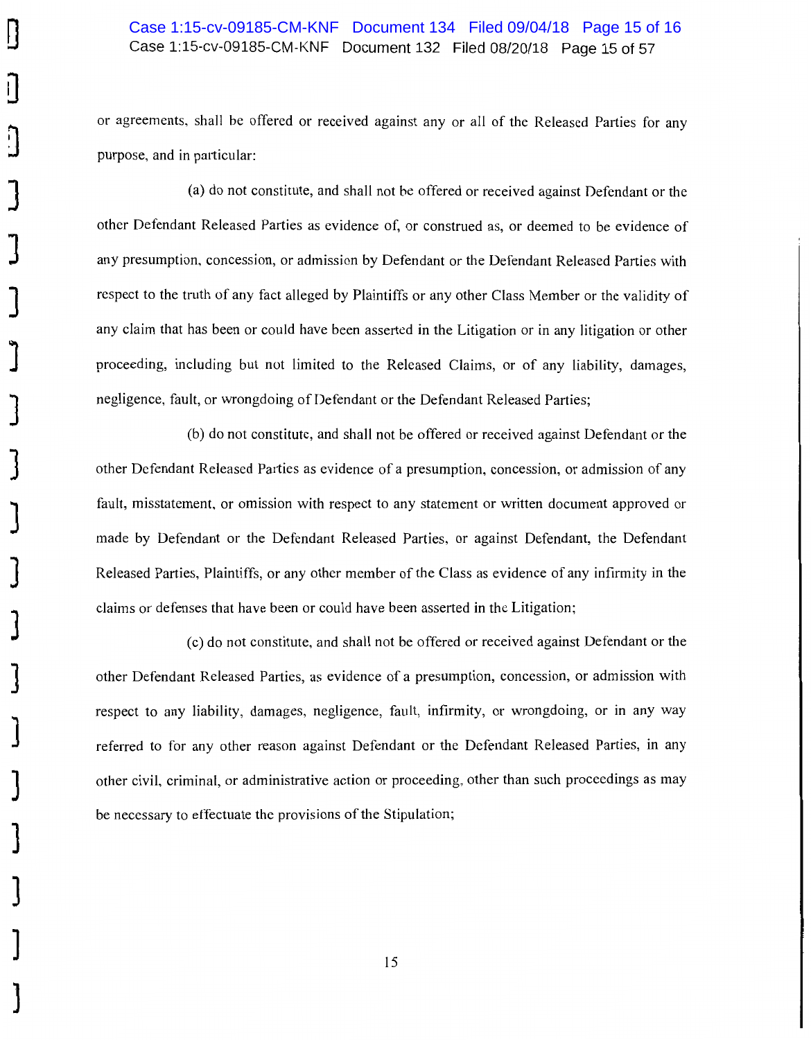or agreements, shall be offered or received against any or all of the Released Parties for any purpose, and in particular:

(a) do not constitute, and shall not be offered or received against Defendant or the other Defendant Released Parties as evidence of, or construed as, or deemed to be evidence of any presumption, concession, or admission by Defendant or the Defendant Released Parties with respect to the truth of any fact alleged by Plaintiffs or any other Class Member or the validity of any claim that has been or could have been asserted in the Litigation or in any litigation or other proceeding, including but not limited to the Released Claims, or of any liability, damages, negligence, fault, or wrongdoing of Defendant or the Defendant Released Parties;

(b) do not constitute, and shall not be offered or received against Defendant or the other Defendant Released Parties as evidence of a presumption, concession, or admission of any fault, misstatement, or omission with respect to any statement or written document approved or made by Defendant or the Defendant Released Parties, or against Defendant, the Defendant Released Parties, Plaintiffs, or any other member of the Class as evidence of any infirmity in the claims or defenses that have been or could have been asserted in the Litigation;

(c) do not constitute, and shall not be offered or received against Defendant or the other Defendant Released Parties, as evidence of a presumption, concession, or admission with respect to any liability, damages, negligence, fault, infirmity, or wrongdoing, or in any way referred to for any other reason against Defendant or the Defendant Released Parties, in any other civil, criminal, or administrative action or proceeding, other than such proceedings as may be necessary to effectuate the provisions of the Stipulation;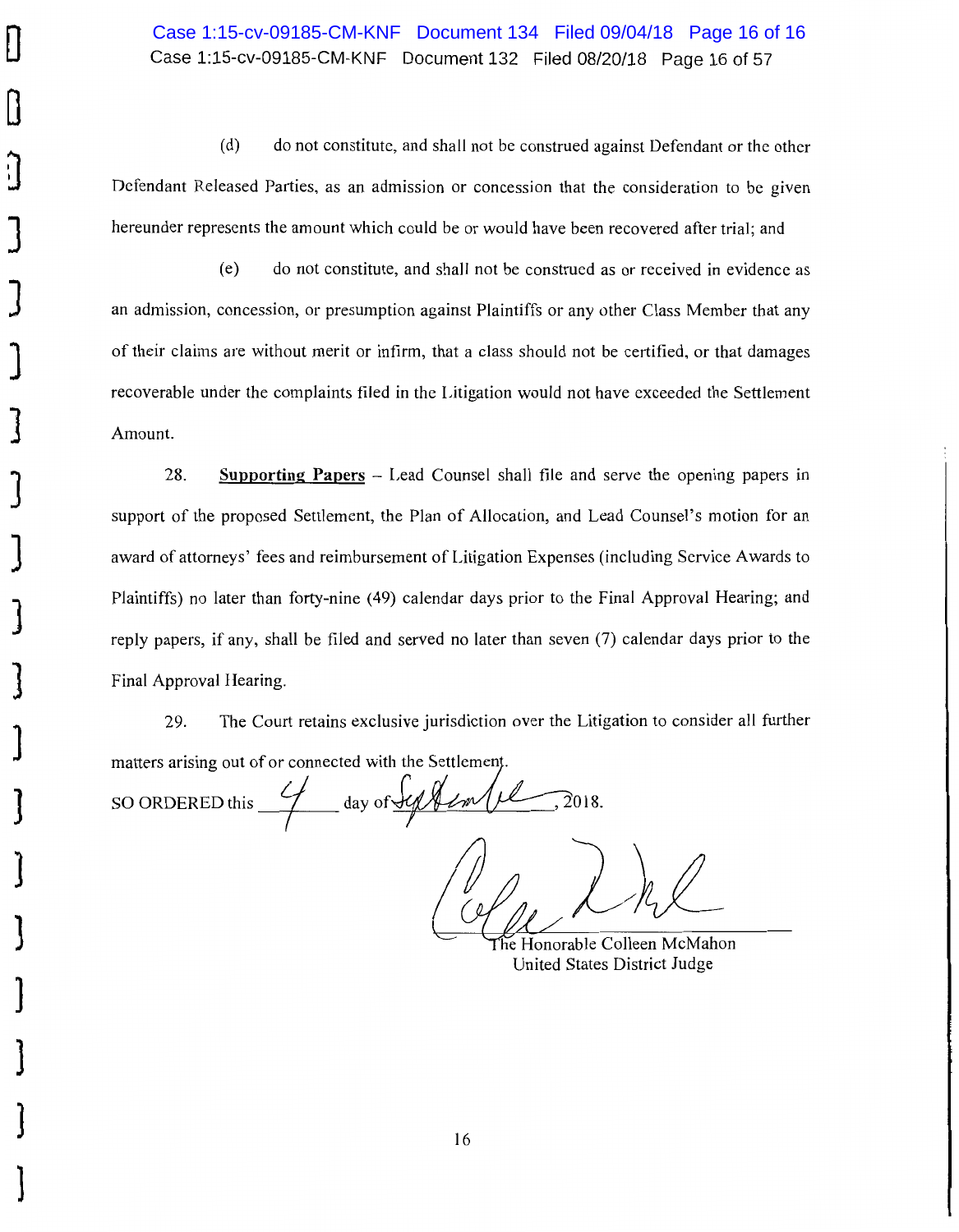(d) do not constitute, and shall not be construed against Defendant or the other Defendant Released Parties, as an admission or concession that the consideration to be given hereunder represents the amount which could be or would have been recovered after trial; and

(e) do not constitute, and shall not be construed as or received in evidence as an admission, concession, or presumption against Plaintiffs or any other Class Member that any of their claims are without merit or infirm, that a class should not be certified, or that damages recoverable under the complaints filed in the Litigation would not have exceeded the Settlement Amount.

28. **Supporting Papers** – Lead Counsel shall file and serve the opening papers in support of the proposed Settlement, the Plan of Allocation, and Lead Counsel's motion for an award of attorneys' fees and reimbursement of Litigation Expenses (including Service Awards to Plaintiffs) no later than forty-nine (49) calendar days prior to the Final Approval Hearing; and reply papers, if any, shall be filed and served no later than seven (7) calendar days prior to the Final Approval Hearing.

29. The Court retains exclusive jurisdiction over the Litigation to consider all further matters arising out of or connected with the Settlement.

SO ORDERED this 4 day of September, 2018.

The Honorable Colleen McMahon
United States District Judge